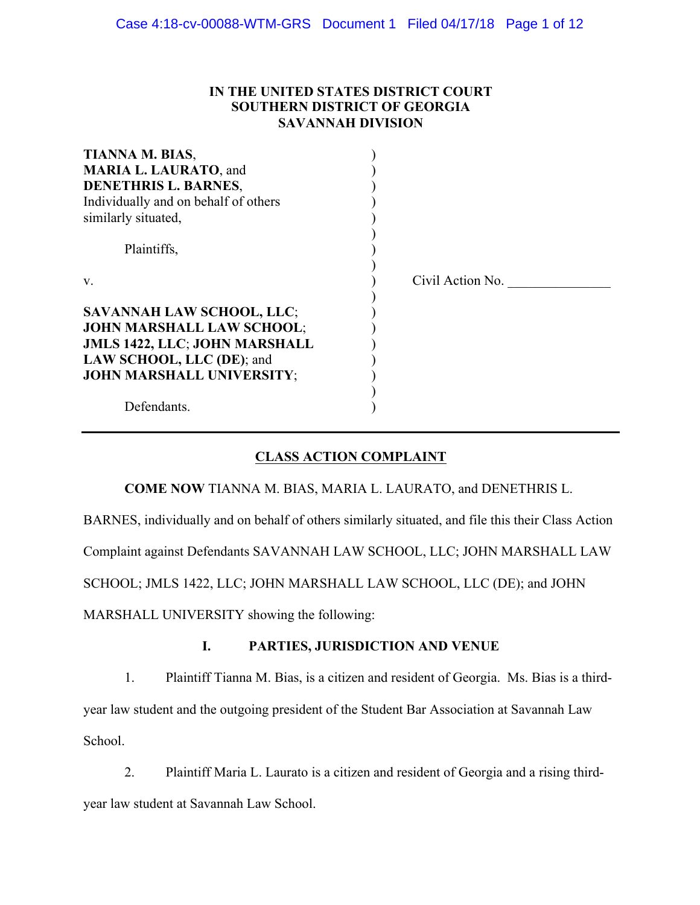**IN THE UNITED STATES DISTRICT COURT**
**SOUTHERN DISTRICT OF GEORGIA**
**SAVANNAH DIVISION**

**TIANNA M. BIAS**,
**MARIA L. LAURATO**, and
**DENETHRIS L. BARNES**,
Individually and on behalf of others similarly situated,

Plaintiffs,

v.

**SAVANNAH LAW SCHOOL, LLC**; **JOHN MARSHALL LAW SCHOOL**; **JMLS 1422, LLC**; **JOHN MARSHALL LAW SCHOOL, LLC (DE)**; and **JOHN MARSHALL UNIVERSITY**;

Defendants.

Civil Action No. _______________

---

## CLASS ACTION COMPLAINT

**COME NOW** TIANNA M. BIAS, MARIA L. LAURATO, and DENETHRIS L. BARNES, individually and on behalf of others similarly situated, and file this their Class Action Complaint against Defendants SAVANNAH LAW SCHOOL, LLC; JOHN MARSHALL LAW SCHOOL; JMLS 1422, LLC; JOHN MARSHALL LAW SCHOOL, LLC (DE); and JOHN MARSHALL UNIVERSITY showing the following:

### I. PARTIES, JURISDICTION AND VENUE

1. Plaintiff Tianna M. Bias, is a citizen and resident of Georgia. Ms. Bias is a third-year law student and the outgoing president of the Student Bar Association at Savannah Law School.

2. Plaintiff Maria L. Laurato is a citizen and resident of Georgia and a rising third-year law student at Savannah Law School.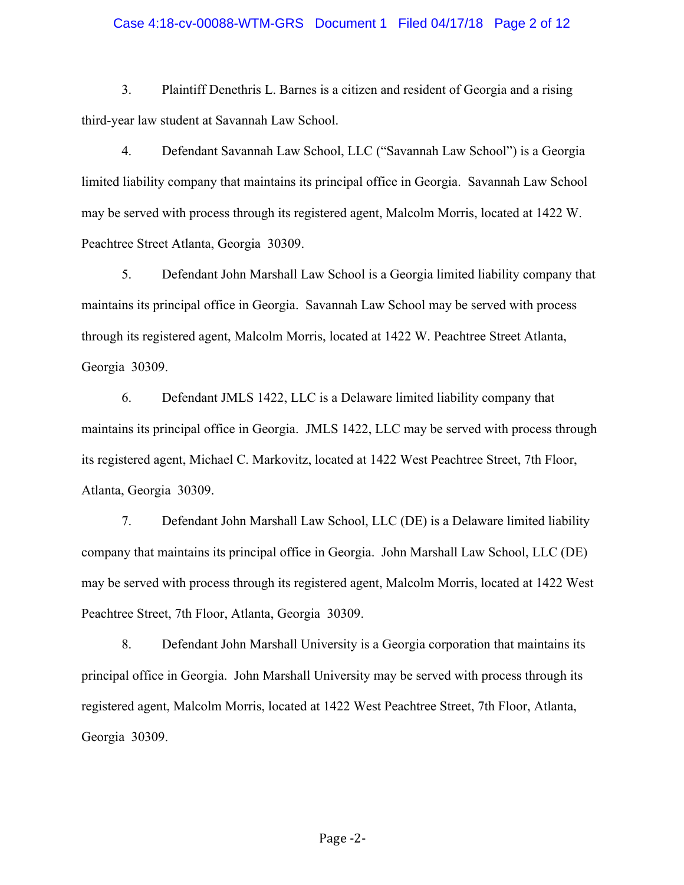3. Plaintiff Denethris L. Barnes is a citizen and resident of Georgia and a rising third-year law student at Savannah Law School.

4. Defendant Savannah Law School, LLC ("Savannah Law School") is a Georgia limited liability company that maintains its principal office in Georgia. Savannah Law School may be served with process through its registered agent, Malcolm Morris, located at 1422 W. Peachtree Street Atlanta, Georgia 30309.

5. Defendant John Marshall Law School is a Georgia limited liability company that maintains its principal office in Georgia. Savannah Law School may be served with process through its registered agent, Malcolm Morris, located at 1422 W. Peachtree Street Atlanta, Georgia 30309.

6. Defendant JMLS 1422, LLC is a Delaware limited liability company that maintains its principal office in Georgia. JMLS 1422, LLC may be served with process through its registered agent, Michael C. Markovitz, located at 1422 West Peachtree Street, 7th Floor, Atlanta, Georgia 30309.

7. Defendant John Marshall Law School, LLC (DE) is a Delaware limited liability company that maintains its principal office in Georgia. John Marshall Law School, LLC (DE) may be served with process through its registered agent, Malcolm Morris, located at 1422 West Peachtree Street, 7th Floor, Atlanta, Georgia 30309.

8. Defendant John Marshall University is a Georgia corporation that maintains its principal office in Georgia. John Marshall University may be served with process through its registered agent, Malcolm Morris, located at 1422 West Peachtree Street, 7th Floor, Atlanta, Georgia 30309.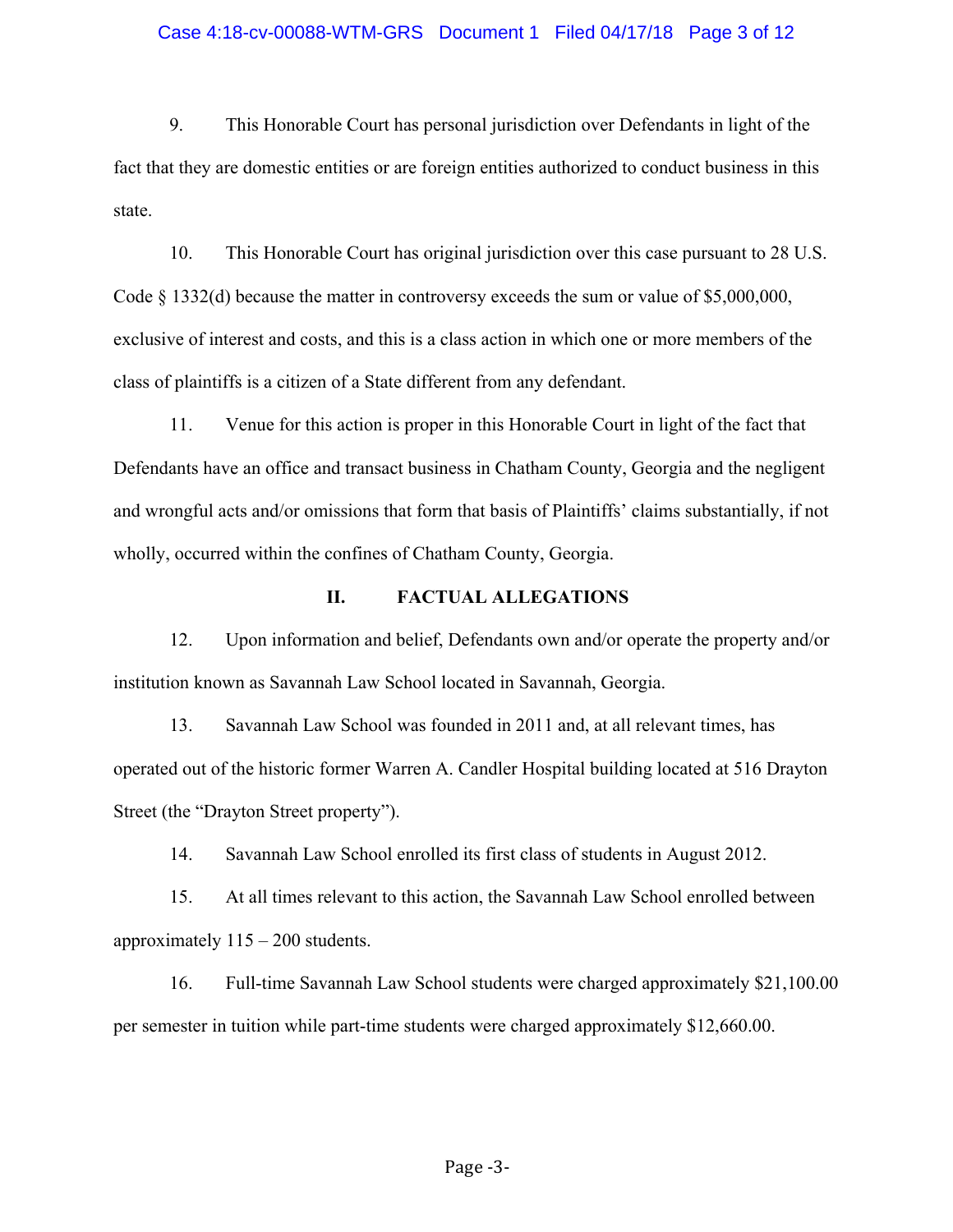9. This Honorable Court has personal jurisdiction over Defendants in light of the fact that they are domestic entities or are foreign entities authorized to conduct business in this state.

10. This Honorable Court has original jurisdiction over this case pursuant to 28 U.S. Code § 1332(d) because the matter in controversy exceeds the sum or value of $5,000,000, exclusive of interest and costs, and this is a class action in which one or more members of the class of plaintiffs is a citizen of a State different from any defendant.

11. Venue for this action is proper in this Honorable Court in light of the fact that Defendants have an office and transact business in Chatham County, Georgia and the negligent and wrongful acts and/or omissions that form that basis of Plaintiffs' claims substantially, if not wholly, occurred within the confines of Chatham County, Georgia.

## II. FACTUAL ALLEGATIONS

12. Upon information and belief, Defendants own and/or operate the property and/or institution known as Savannah Law School located in Savannah, Georgia.

13. Savannah Law School was founded in 2011 and, at all relevant times, has operated out of the historic former Warren A. Candler Hospital building located at 516 Drayton Street (the "Drayton Street property").

14. Savannah Law School enrolled its first class of students in August 2012.

15. At all times relevant to this action, the Savannah Law School enrolled between approximately 115 – 200 students.

16. Full-time Savannah Law School students were charged approximately $21,100.00 per semester in tuition while part-time students were charged approximately $12,660.00.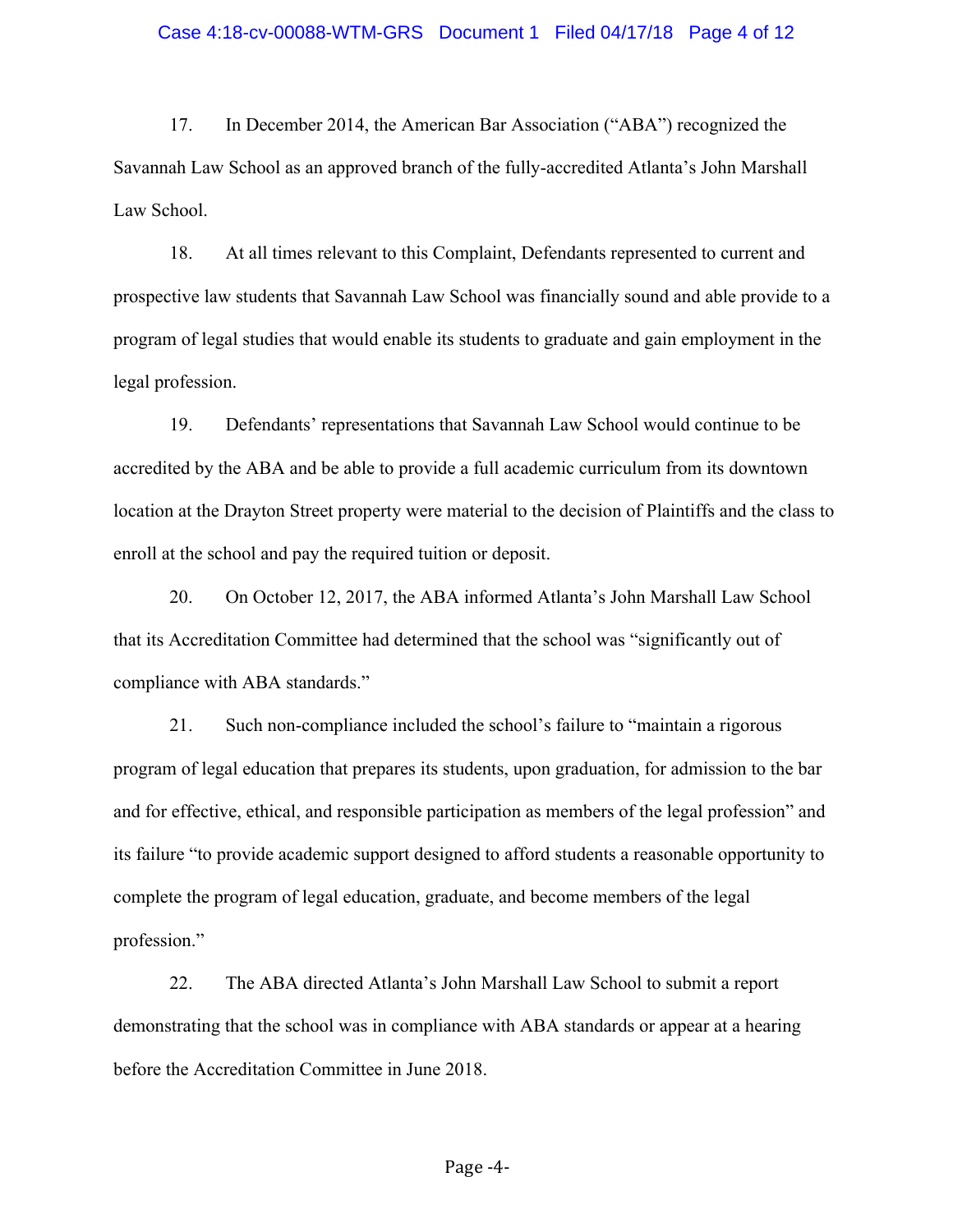17. In December 2014, the American Bar Association ("ABA") recognized the Savannah Law School as an approved branch of the fully-accredited Atlanta's John Marshall Law School.

18. At all times relevant to this Complaint, Defendants represented to current and prospective law students that Savannah Law School was financially sound and able provide to a program of legal studies that would enable its students to graduate and gain employment in the legal profession.

19. Defendants' representations that Savannah Law School would continue to be accredited by the ABA and be able to provide a full academic curriculum from its downtown location at the Drayton Street property were material to the decision of Plaintiffs and the class to enroll at the school and pay the required tuition or deposit.

20. On October 12, 2017, the ABA informed Atlanta's John Marshall Law School that its Accreditation Committee had determined that the school was "significantly out of compliance with ABA standards."

21. Such non-compliance included the school's failure to "maintain a rigorous program of legal education that prepares its students, upon graduation, for admission to the bar and for effective, ethical, and responsible participation as members of the legal profession" and its failure "to provide academic support designed to afford students a reasonable opportunity to complete the program of legal education, graduate, and become members of the legal profession."

22. The ABA directed Atlanta's John Marshall Law School to submit a report demonstrating that the school was in compliance with ABA standards or appear at a hearing before the Accreditation Committee in June 2018.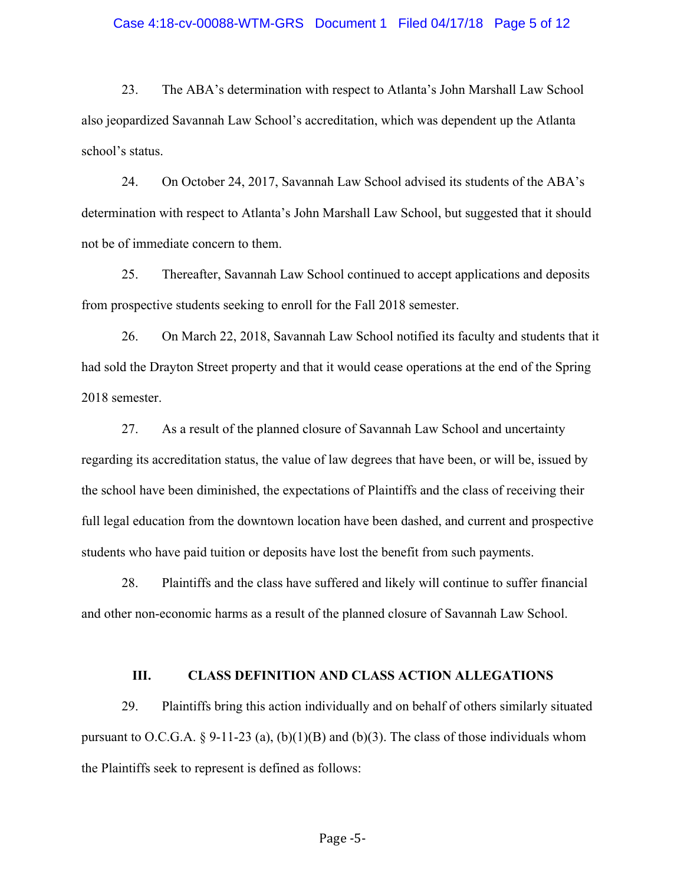23. The ABA's determination with respect to Atlanta's John Marshall Law School also jeopardized Savannah Law School's accreditation, which was dependent up the Atlanta school's status.

24. On October 24, 2017, Savannah Law School advised its students of the ABA's determination with respect to Atlanta's John Marshall Law School, but suggested that it should not be of immediate concern to them.

25. Thereafter, Savannah Law School continued to accept applications and deposits from prospective students seeking to enroll for the Fall 2018 semester.

26. On March 22, 2018, Savannah Law School notified its faculty and students that it had sold the Drayton Street property and that it would cease operations at the end of the Spring 2018 semester.

27. As a result of the planned closure of Savannah Law School and uncertainty regarding its accreditation status, the value of law degrees that have been, or will be, issued by the school have been diminished, the expectations of Plaintiffs and the class of receiving their full legal education from the downtown location have been dashed, and current and prospective students who have paid tuition or deposits have lost the benefit from such payments.

28. Plaintiffs and the class have suffered and likely will continue to suffer financial and other non-economic harms as a result of the planned closure of Savannah Law School.

## III. CLASS DEFINITION AND CLASS ACTION ALLEGATIONS

29. Plaintiffs bring this action individually and on behalf of others similarly situated pursuant to O.C.G.A. § 9-11-23 (a), (b)(1)(B) and (b)(3). The class of those individuals whom the Plaintiffs seek to represent is defined as follows: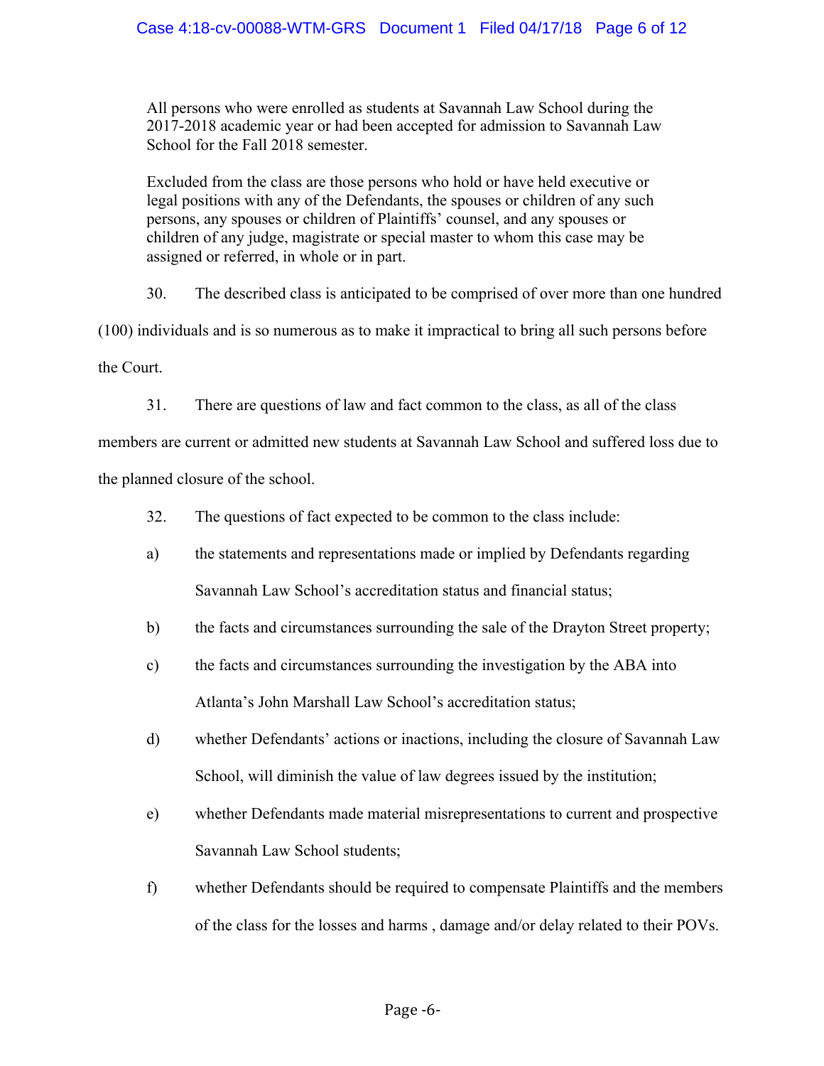> All persons who were enrolled as students at Savannah Law School during the 2017-2018 academic year or had been accepted for admission to Savannah Law School for the Fall 2018 semester.
>
> Excluded from the class are those persons who hold or have held executive or legal positions with any of the Defendants, the spouses or children of any such persons, any spouses or children of Plaintiffs' counsel, and any spouses or children of any judge, magistrate or special master to whom this case may be assigned or referred, in whole or in part.

30. The described class is anticipated to be comprised of over more than one hundred (100) individuals and is so numerous as to make it impractical to bring all such persons before the Court.

31. There are questions of law and fact common to the class, as all of the class members are current or admitted new students at Savannah Law School and suffered loss due to the planned closure of the school.

32. The questions of fact expected to be common to the class include:

a) the statements and representations made or implied by Defendants regarding Savannah Law School's accreditation status and financial status;

b) the facts and circumstances surrounding the sale of the Drayton Street property;

c) the facts and circumstances surrounding the investigation by the ABA into Atlanta's John Marshall Law School's accreditation status;

d) whether Defendants' actions or inactions, including the closure of Savannah Law School, will diminish the value of law degrees issued by the institution;

e) whether Defendants made material misrepresentations to current and prospective Savannah Law School students;

f) whether Defendants should be required to compensate Plaintiffs and the members of the class for the losses and harms , damage and/or delay related to their POVs.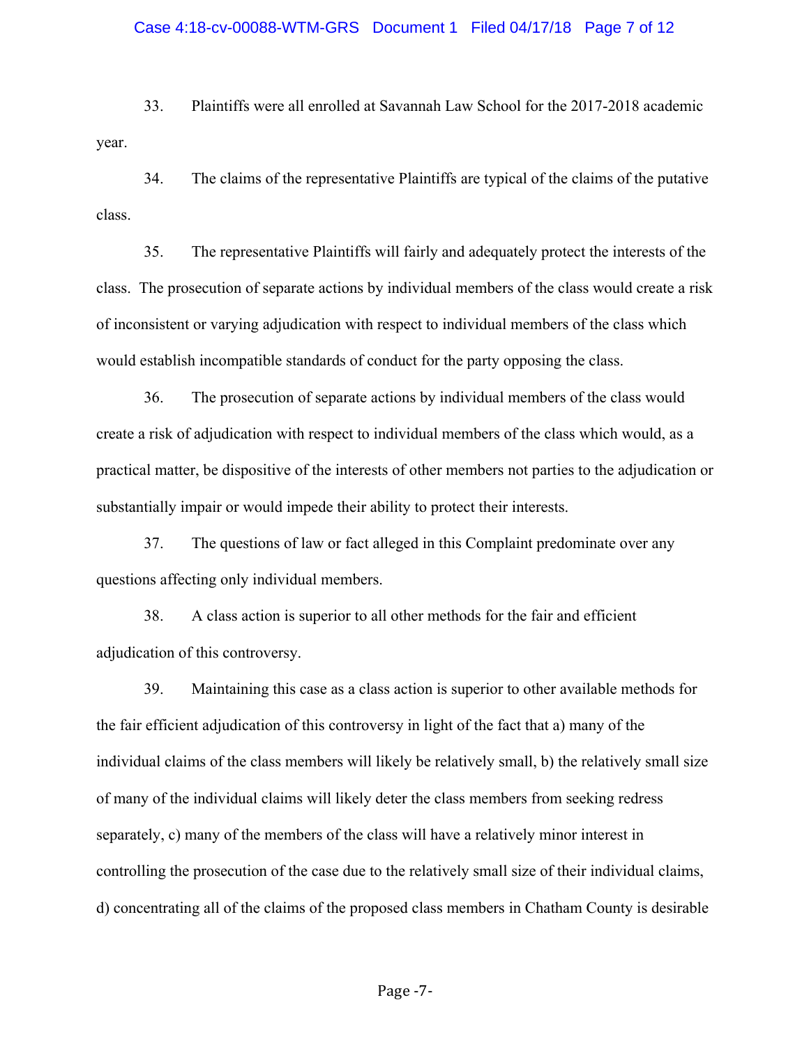33. Plaintiffs were all enrolled at Savannah Law School for the 2017-2018 academic year.

34. The claims of the representative Plaintiffs are typical of the claims of the putative class.

35. The representative Plaintiffs will fairly and adequately protect the interests of the class. The prosecution of separate actions by individual members of the class would create a risk of inconsistent or varying adjudication with respect to individual members of the class which would establish incompatible standards of conduct for the party opposing the class.

36. The prosecution of separate actions by individual members of the class would create a risk of adjudication with respect to individual members of the class which would, as a practical matter, be dispositive of the interests of other members not parties to the adjudication or substantially impair or would impede their ability to protect their interests.

37. The questions of law or fact alleged in this Complaint predominate over any questions affecting only individual members.

38. A class action is superior to all other methods for the fair and efficient adjudication of this controversy.

39. Maintaining this case as a class action is superior to other available methods for the fair efficient adjudication of this controversy in light of the fact that a) many of the individual claims of the class members will likely be relatively small, b) the relatively small size of many of the individual claims will likely deter the class members from seeking redress separately, c) many of the members of the class will have a relatively minor interest in controlling the prosecution of the case due to the relatively small size of their individual claims, d) concentrating all of the claims of the proposed class members in Chatham County is desirable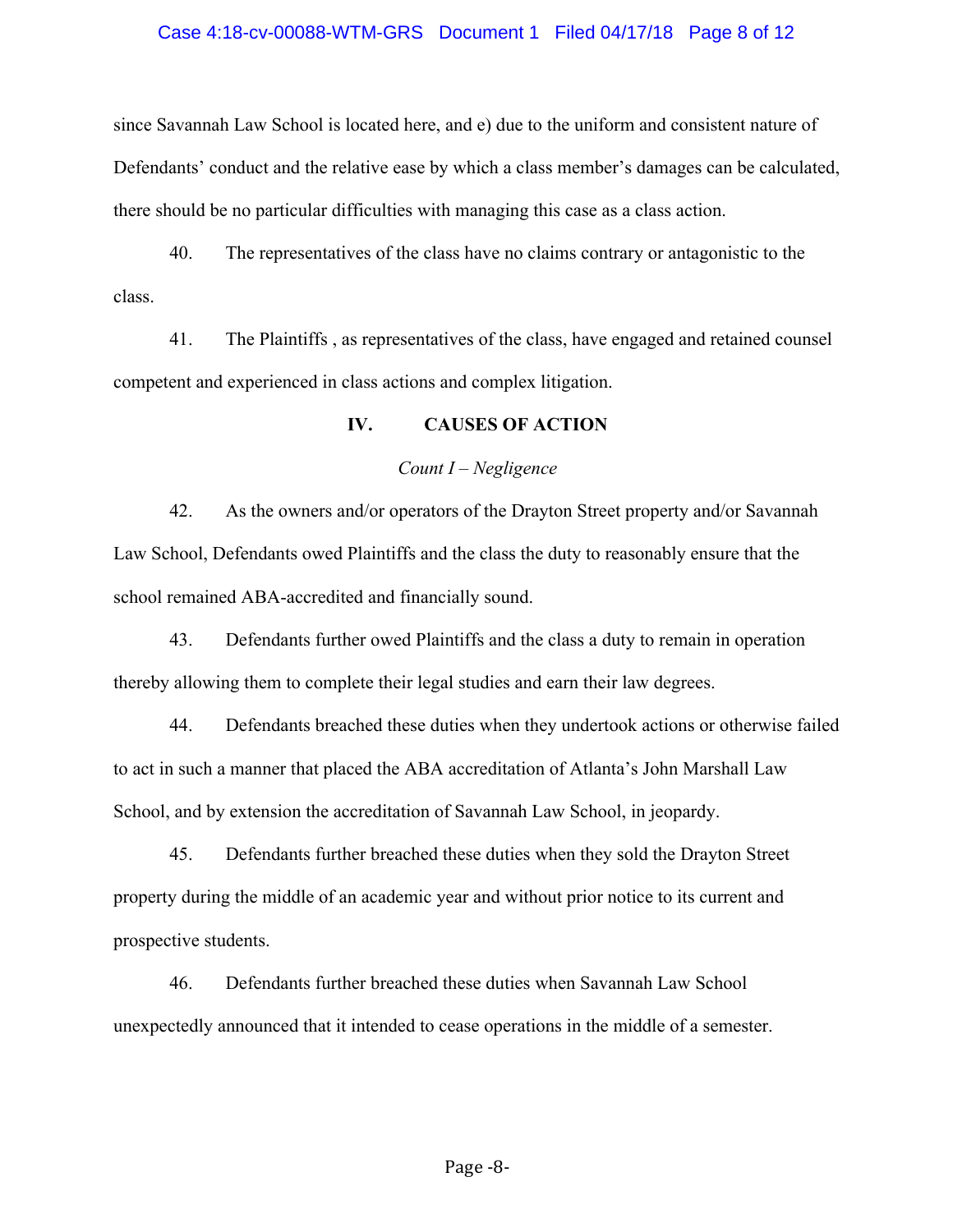since Savannah Law School is located here, and e) due to the uniform and consistent nature of Defendants' conduct and the relative ease by which a class member's damages can be calculated, there should be no particular difficulties with managing this case as a class action.

40. The representatives of the class have no claims contrary or antagonistic to the class.

41. The Plaintiffs , as representatives of the class, have engaged and retained counsel competent and experienced in class actions and complex litigation.

## IV. CAUSES OF ACTION

*Count I – Negligence*

42. As the owners and/or operators of the Drayton Street property and/or Savannah Law School, Defendants owed Plaintiffs and the class the duty to reasonably ensure that the school remained ABA-accredited and financially sound.

43. Defendants further owed Plaintiffs and the class a duty to remain in operation thereby allowing them to complete their legal studies and earn their law degrees.

44. Defendants breached these duties when they undertook actions or otherwise failed to act in such a manner that placed the ABA accreditation of Atlanta's John Marshall Law School, and by extension the accreditation of Savannah Law School, in jeopardy.

45. Defendants further breached these duties when they sold the Drayton Street property during the middle of an academic year and without prior notice to its current and prospective students.

46. Defendants further breached these duties when Savannah Law School unexpectedly announced that it intended to cease operations in the middle of a semester.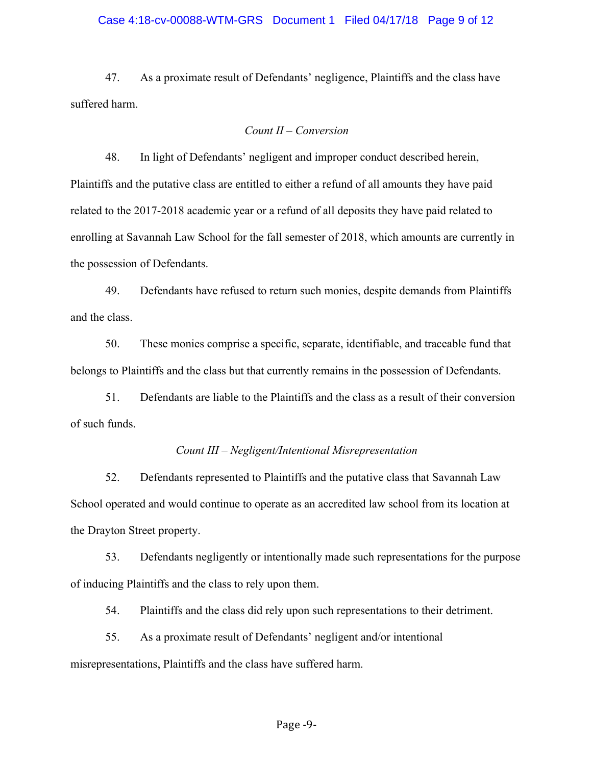47. As a proximate result of Defendants' negligence, Plaintiffs and the class have suffered harm.

*Count II – Conversion*

48. In light of Defendants' negligent and improper conduct described herein, Plaintiffs and the putative class are entitled to either a refund of all amounts they have paid related to the 2017-2018 academic year or a refund of all deposits they have paid related to enrolling at Savannah Law School for the fall semester of 2018, which amounts are currently in the possession of Defendants.

49. Defendants have refused to return such monies, despite demands from Plaintiffs and the class.

50. These monies comprise a specific, separate, identifiable, and traceable fund that belongs to Plaintiffs and the class but that currently remains in the possession of Defendants.

51. Defendants are liable to the Plaintiffs and the class as a result of their conversion of such funds.

*Count III – Negligent/Intentional Misrepresentation*

52. Defendants represented to Plaintiffs and the putative class that Savannah Law School operated and would continue to operate as an accredited law school from its location at the Drayton Street property.

53. Defendants negligently or intentionally made such representations for the purpose of inducing Plaintiffs and the class to rely upon them.

54. Plaintiffs and the class did rely upon such representations to their detriment.

55. As a proximate result of Defendants' negligent and/or intentional misrepresentations, Plaintiffs and the class have suffered harm.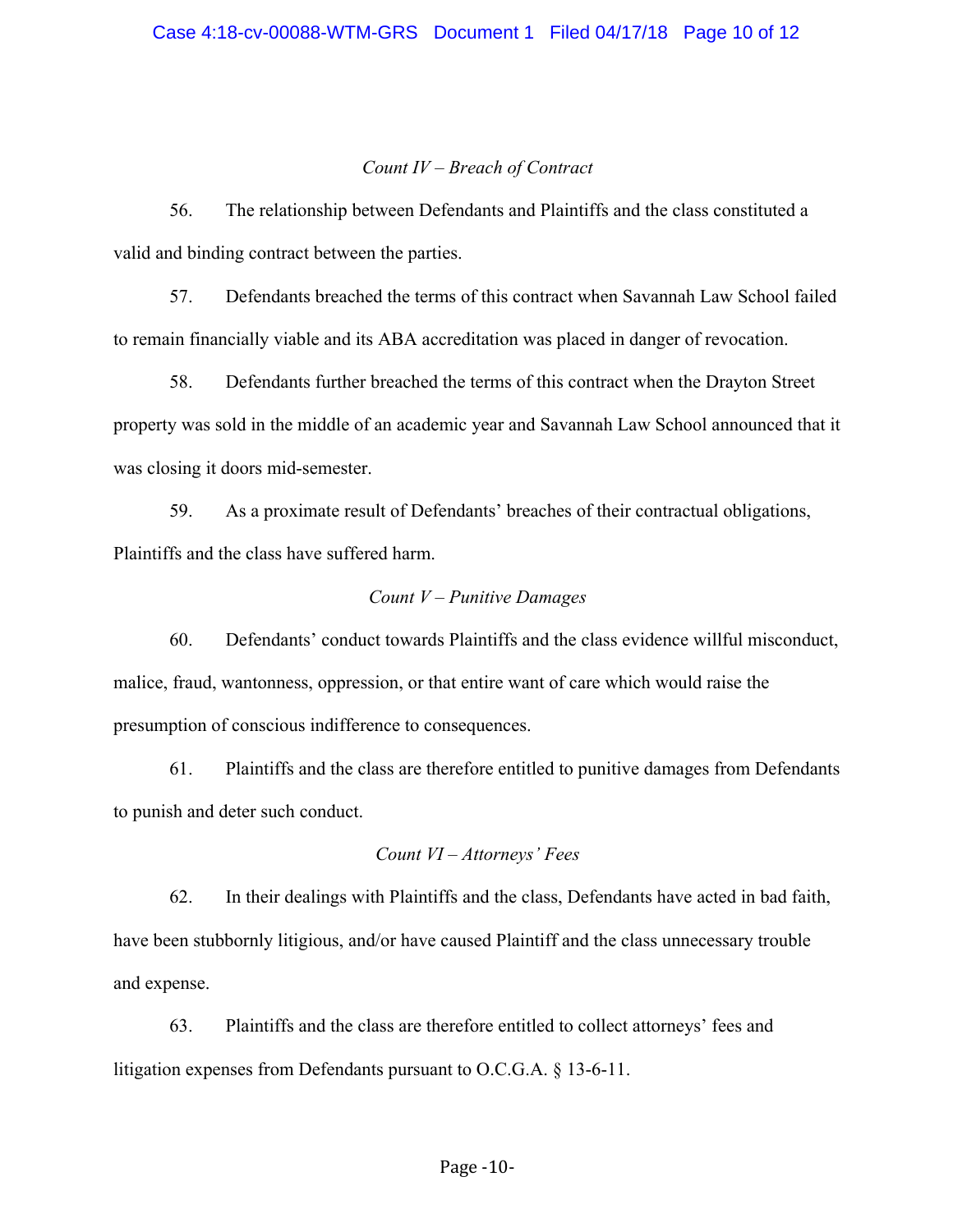*Count IV – Breach of Contract*

56. The relationship between Defendants and Plaintiffs and the class constituted a valid and binding contract between the parties.

57. Defendants breached the terms of this contract when Savannah Law School failed to remain financially viable and its ABA accreditation was placed in danger of revocation.

58. Defendants further breached the terms of this contract when the Drayton Street property was sold in the middle of an academic year and Savannah Law School announced that it was closing it doors mid-semester.

59. As a proximate result of Defendants' breaches of their contractual obligations, Plaintiffs and the class have suffered harm.

*Count V – Punitive Damages*

60. Defendants' conduct towards Plaintiffs and the class evidence willful misconduct, malice, fraud, wantonness, oppression, or that entire want of care which would raise the presumption of conscious indifference to consequences.

61. Plaintiffs and the class are therefore entitled to punitive damages from Defendants to punish and deter such conduct.

*Count VI – Attorneys' Fees*

62. In their dealings with Plaintiffs and the class, Defendants have acted in bad faith, have been stubbornly litigious, and/or have caused Plaintiff and the class unnecessary trouble and expense.

63. Plaintiffs and the class are therefore entitled to collect attorneys' fees and litigation expenses from Defendants pursuant to O.C.G.A. § 13-6-11.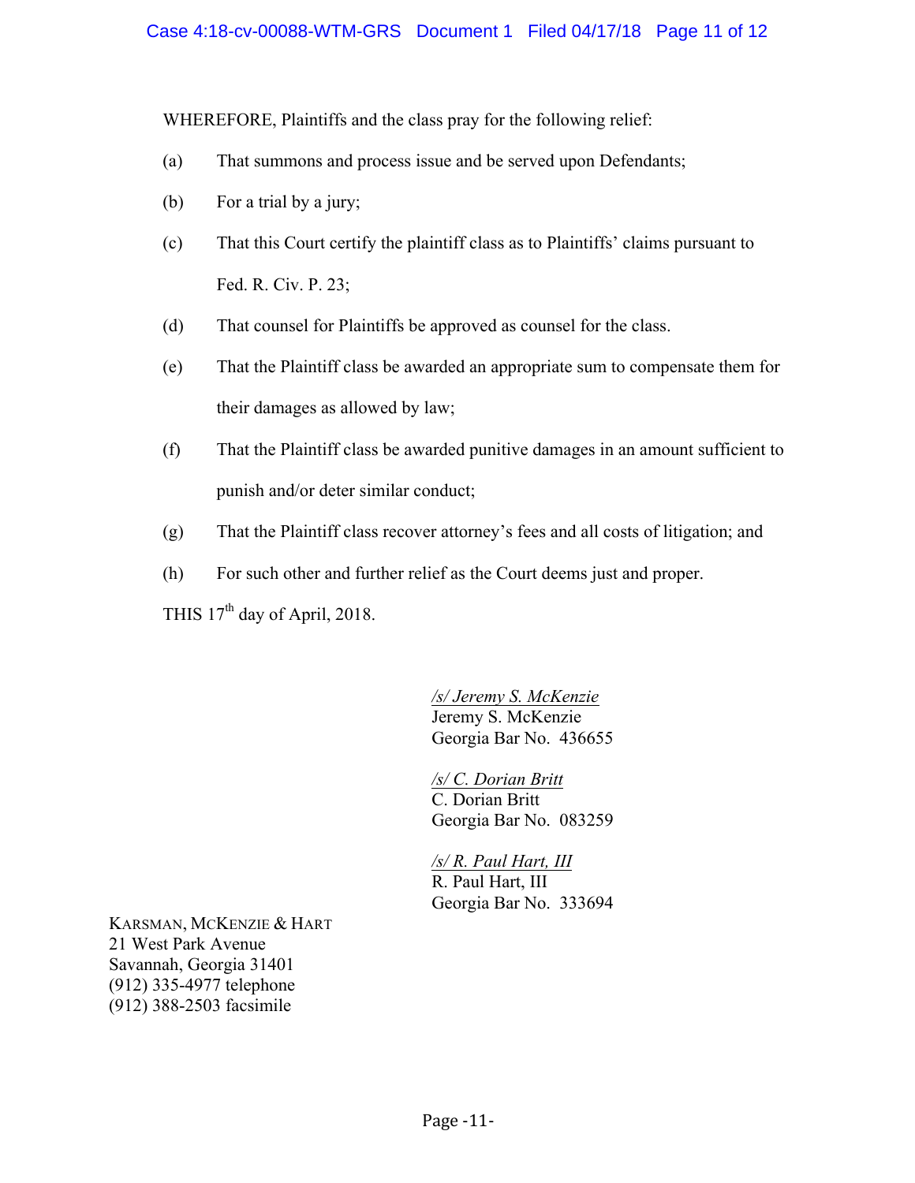WHEREFORE, Plaintiffs and the class pray for the following relief:

(a) That summons and process issue and be served upon Defendants;

(b) For a trial by a jury;

(c) That this Court certify the plaintiff class as to Plaintiffs' claims pursuant to Fed. R. Civ. P. 23;

(d) That counsel for Plaintiffs be approved as counsel for the class.

(e) That the Plaintiff class be awarded an appropriate sum to compensate them for their damages as allowed by law;

(f) That the Plaintiff class be awarded punitive damages in an amount sufficient to punish and/or deter similar conduct;

(g) That the Plaintiff class recover attorney's fees and all costs of litigation; and

(h) For such other and further relief as the Court deems just and proper.

THIS 17th day of April, 2018.

/s/ Jeremy S. McKenzie
Jeremy S. McKenzie
Georgia Bar No. 436655

/s/ C. Dorian Britt
C. Dorian Britt
Georgia Bar No. 083259

/s/ R. Paul Hart, III
R. Paul Hart, III
Georgia Bar No. 333694

KARSMAN, MCKENZIE & HART
21 West Park Avenue
Savannah, Georgia 31401
(912) 335-4977 telephone
(912) 388-2503 facsimile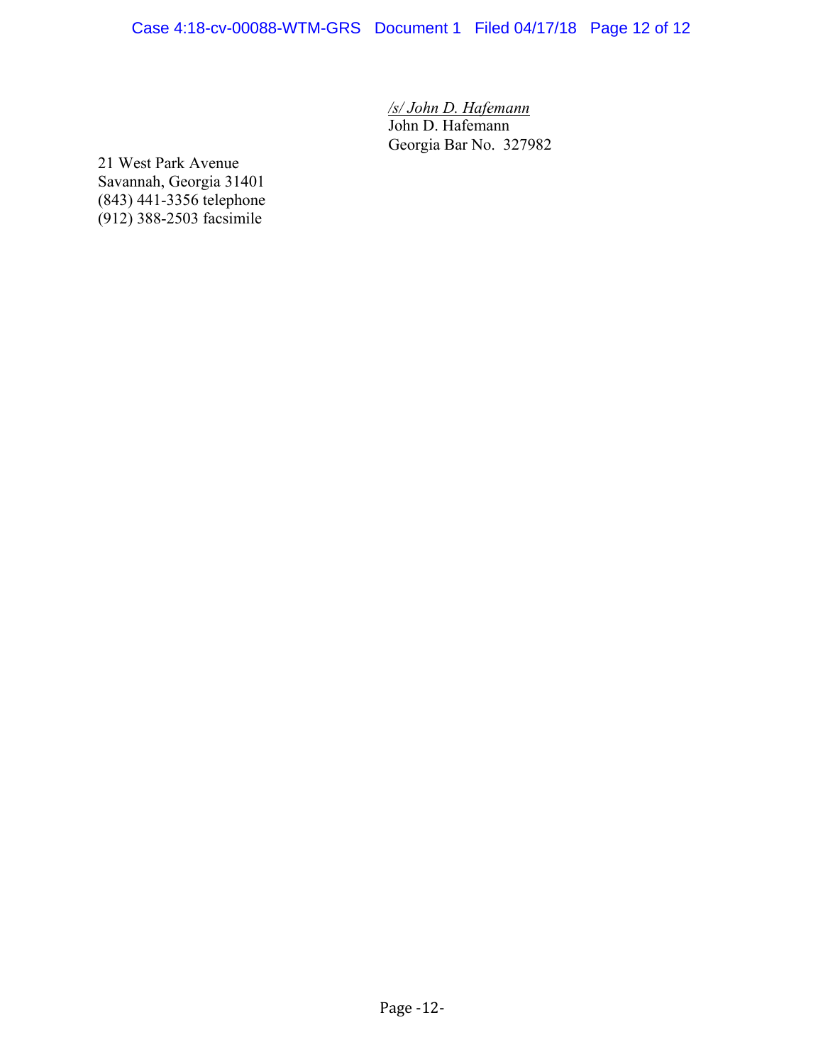*/s/ John D. Hafemann*
John D. Hafemann
Georgia Bar No. 327982

21 West Park Avenue
Savannah, Georgia 31401
(843) 441-3356 telephone
(912) 388-2503 facsimile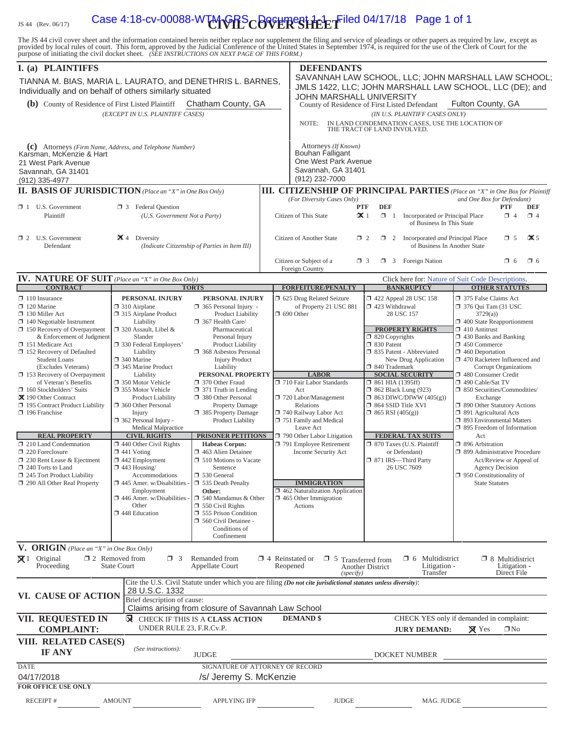JS 44 (Rev. 06/17)

Case 4:18-cv-00088-WTM-GRS Document 1-1 Filed 04/17/18 Page 1 of 1

# CIVIL COVER SHEET

The JS 44 civil cover sheet and the information contained herein neither replace nor supplement the filing and service of pleadings or other papers as required by law, except as provided by local rules of court. This form, approved by the Judicial Conference of the United States in September 1974, is required for the use of the Clerk of Court for the purpose of initiating the civil docket sheet. *(SEE INSTRUCTIONS ON NEXT PAGE OF THIS FORM.)*

## I. (a) PLAINTIFFS

TIANNA M. BIAS, MARIA L. LAURATO, and DENETHRIS L. BARNES, Individually and on behalf of others similarly situated

**(b)** County of Residence of First Listed Plaintiff: Chatham County, GA
*(EXCEPT IN U.S. PLAINTIFF CASES)*

**(c)** Attorneys *(Firm Name, Address, and Telephone Number)*
Karsman, McKenzie & Hart
21 West Park Avenue
Savannah, GA 31401
(912) 335-4977

## DEFENDANTS

SAVANNAH LAW SCHOOL, LLC; JOHN MARSHALL LAW SCHOOL; JMLS 1422, LLC; JOHN MARSHALL LAW SCHOOL, LLC (DE); and JOHN MARSHALL UNIVERSITY

County of Residence of First Listed Defendant: Fulton County, GA
*(IN U.S. PLAINTIFF CASES ONLY)*

NOTE: IN LAND CONDEMNATION CASES, USE THE LOCATION OF THE TRACT OF LAND INVOLVED.

Attorneys *(If Known)*
Bouhan Falligant
One West Park Avenue
Savannah, GA 31401
(912) 232-7000

## II. BASIS OF JURISDICTION *(Place an "X" in One Box Only)*

- ☐ 1 U.S. Government Plaintiff
- ☐ 3 Federal Question *(U.S. Government Not a Party)*
- ☐ 2 U.S. Government Defendant
- ☒ 4 Diversity *(Indicate Citizenship of Parties in Item III)*

## III. CITIZENSHIP OF PRINCIPAL PARTIES *(Place an "X" in One Box for Plaintiff and One Box for Defendant)*

*(For Diversity Cases Only)*

| | PTF | DEF | | PTF | DEF |
|---|---|---|---|---|---|
| Citizen of This State | ☒ 1 | ☐ 1 | Incorporated *or* Principal Place of Business In This State | ☐ 4 | ☐ 4 |
| Citizen of Another State | ☐ 2 | ☐ 2 | Incorporated *and* Principal Place of Business In Another State | ☐ 5 | ☒ 5 |
| Citizen or Subject of a Foreign Country | ☐ 3 | ☐ 3 | Foreign Nation | ☐ 6 | ☐ 6 |

## IV. NATURE OF SUIT *(Place an "X" in One Box Only)*

Click here for: Nature of Suit Code Descriptions.

**CONTRACT**
- ☐ 110 Insurance
- ☐ 120 Marine
- ☐ 130 Miller Act
- ☐ 140 Negotiable Instrument
- ☐ 150 Recovery of Overpayment & Enforcement of Judgment
- ☐ 151 Medicare Act
- ☐ 152 Recovery of Defaulted Student Loans (Excludes Veterans)
- ☐ 153 Recovery of Overpayment of Veteran's Benefits
- ☐ 160 Stockholders' Suits
- ☒ 190 Other Contract
- ☐ 195 Contract Product Liability
- ☐ 196 Franchise

**REAL PROPERTY**
- ☐ 210 Land Condemnation
- ☐ 220 Foreclosure
- ☐ 230 Rent Lease & Ejectment
- ☐ 240 Torts to Land
- ☐ 245 Tort Product Liability
- ☐ 290 All Other Real Property

**TORTS — PERSONAL INJURY**
- ☐ 310 Airplane
- ☐ 315 Airplane Product Liability
- ☐ 320 Assault, Libel & Slander
- ☐ 330 Federal Employers' Liability
- ☐ 340 Marine
- ☐ 345 Marine Product Liability
- ☐ 350 Motor Vehicle
- ☐ 355 Motor Vehicle Product Liability
- ☐ 360 Other Personal Injury
- ☐ 362 Personal Injury - Medical Malpractice

**TORTS — PERSONAL INJURY**
- ☐ 365 Personal Injury - Product Liability
- ☐ 367 Health Care/ Pharmaceutical Personal Injury Product Liability
- ☐ 368 Asbestos Personal Injury Product Liability

**PERSONAL PROPERTY**
- ☐ 370 Other Fraud
- ☐ 371 Truth in Lending
- ☐ 380 Other Personal Property Damage
- ☐ 385 Property Damage Product Liability

**CIVIL RIGHTS**
- ☐ 440 Other Civil Rights
- ☐ 441 Voting
- ☐ 442 Employment
- ☐ 443 Housing/ Accommodations
- ☐ 445 Amer. w/Disabilities - Employment
- ☐ 446 Amer. w/Disabilities - Other
- ☐ 448 Education

**PRISONER PETITIONS**
Habeas Corpus:
- ☐ 463 Alien Detainee
- ☐ 510 Motions to Vacate Sentence
- ☐ 530 General
- ☐ 535 Death Penalty

Other:
- ☐ 540 Mandamus & Other
- ☐ 550 Civil Rights
- ☐ 555 Prison Condition
- ☐ 560 Civil Detainee - Conditions of Confinement

**FORFEITURE/PENALTY**
- ☐ 625 Drug Related Seizure of Property 21 USC 881
- ☐ 690 Other

**LABOR**
- ☐ 710 Fair Labor Standards Act
- ☐ 720 Labor/Management Relations
- ☐ 740 Railway Labor Act
- ☐ 751 Family and Medical Leave Act
- ☐ 790 Other Labor Litigation
- ☐ 791 Employee Retirement Income Security Act

**IMMIGRATION**
- ☐ 462 Naturalization Application
- ☐ 465 Other Immigration Actions

**BANKRUPTCY**
- ☐ 422 Appeal 28 USC 158
- ☐ 423 Withdrawal 28 USC 157

**PROPERTY RIGHTS**
- ☐ 820 Copyrights
- ☐ 830 Patent
- ☐ 835 Patent - Abbreviated New Drug Application
- ☐ 840 Trademark

**SOCIAL SECURITY**
- ☐ 861 HIA (1395ff)
- ☐ 862 Black Lung (923)
- ☐ 863 DIWC/DIWW (405(g))
- ☐ 864 SSID Title XVI
- ☐ 865 RSI (405(g))

**FEDERAL TAX SUITS**
- ☐ 870 Taxes (U.S. Plaintiff or Defendant)
- ☐ 871 IRS—Third Party 26 USC 7609

**OTHER STATUTES**
- ☐ 375 False Claims Act
- ☐ 376 Qui Tam (31 USC 3729(a))
- ☐ 400 State Reapportionment
- ☐ 410 Antitrust
- ☐ 430 Banks and Banking
- ☐ 450 Commerce
- ☐ 460 Deportation
- ☐ 470 Racketeer Influenced and Corrupt Organizations
- ☐ 480 Consumer Credit
- ☐ 490 Cable/Sat TV
- ☐ 850 Securities/Commodities/ Exchange
- ☐ 890 Other Statutory Actions
- ☐ 891 Agricultural Acts
- ☐ 893 Environmental Matters
- ☐ 895 Freedom of Information Act
- ☐ 896 Arbitration
- ☐ 899 Administrative Procedure Act/Review or Appeal of Agency Decision
- ☐ 950 Constitutionality of State Statutes

## V. ORIGIN *(Place an "X" in One Box Only)*

- ☒ 1 Original Proceeding
- ☐ 2 Removed from State Court
- ☐ 3 Remanded from Appellate Court
- ☐ 4 Reinstated or Reopened
- ☐ 5 Transferred from Another District *(specify)*
- ☐ 6 Multidistrict Litigation - Transfer
- ☐ 8 Multidistrict Litigation - Direct File

## VI. CAUSE OF ACTION

Cite the U.S. Civil Statute under which you are filing *(Do not cite jurisdictional statutes unless diversity)*:
28 U.S.C. 1332

Brief description of cause:
Claims arising from closure of Savannah Law School

## VII. REQUESTED IN COMPLAINT:

☒ CHECK IF THIS IS A **CLASS ACTION** UNDER RULE 23, F.R.Cv.P.

**DEMAND $**

CHECK YES only if demanded in complaint:
**JURY DEMAND:** ☒ Yes ☐ No

## VIII. RELATED CASE(S) IF ANY

*(See instructions):*

JUDGE ______ DOCKET NUMBER ______

DATE: 04/17/2018

SIGNATURE OF ATTORNEY OF RECORD: /s/ Jeremy S. McKenzie

**FOR OFFICE USE ONLY**

RECEIPT # ______ AMOUNT ______ APPLYING IFP ______ JUDGE ______ MAG. JUDGE ______